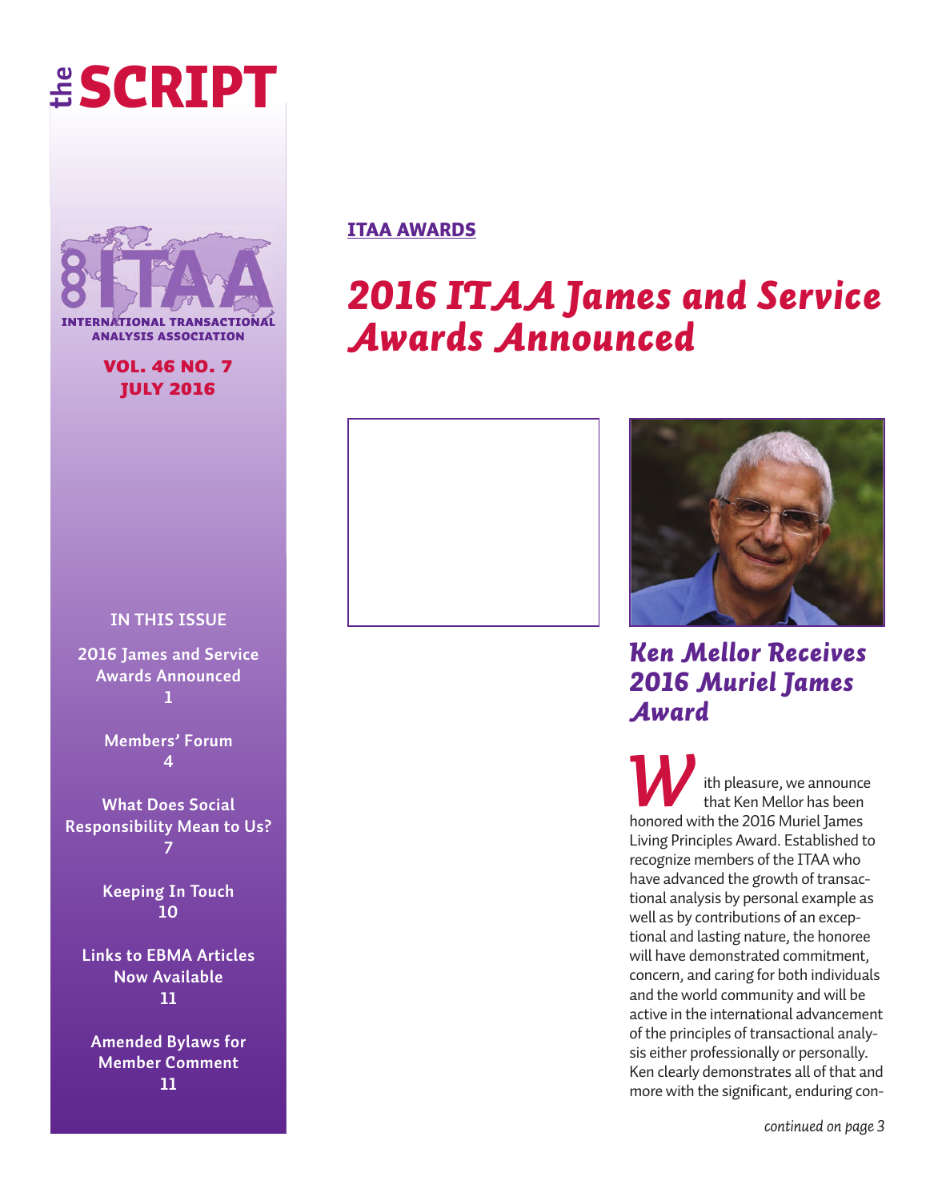# the SCRIPT

INTERNATIONAL TRANSACTIONAL ANALYSIS ASSOCIATION

**VOL. 46 NO. 7**
**JULY 2016**

**IN THIS ISSUE**

2016 James and Service Awards Announced 1

Members' Forum 4

What Does Social Responsibility Mean to Us? 7

Keeping In Touch 10

Links to EBMA Articles Now Available 11

Amended Bylaws for Member Comment 11

**ITAA AWARDS**

## *2016 ITAA James and Service Awards Announced*

### *Ken Mellor Receives 2016 Muriel James Award*

With pleasure, we announce that Ken Mellor has been honored with the 2016 Muriel James Living Principles Award. Established to recognize members of the ITAA who have advanced the growth of transactional analysis by personal example as well as by contributions of an exceptional and lasting nature, the honoree will have demonstrated commitment, concern, and caring for both individuals and the world community and will be active in the international advancement of the principles of transactional analysis either professionally or personally. Ken clearly demonstrates all of that and more with the significant, enduring con-

*continued on page 3*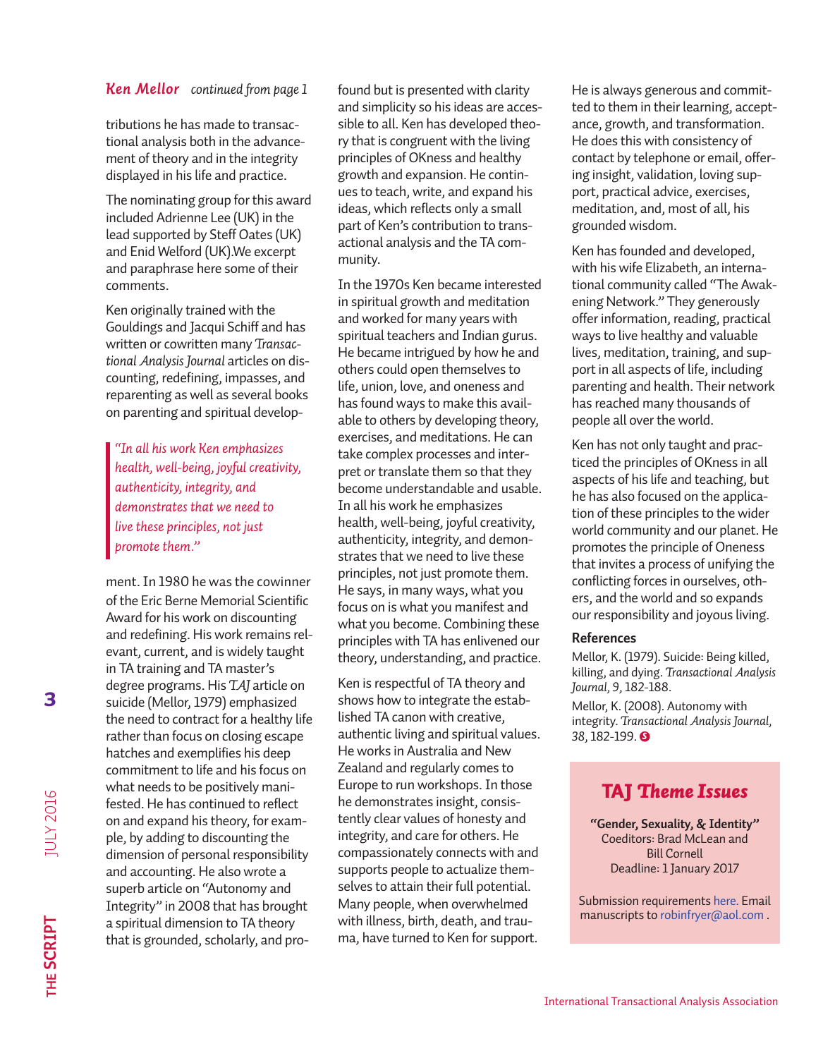**Ken Mellor** *continued from page 1*

tributions he has made to transactional analysis both in the advancement of theory and in the integrity displayed in his life and practice.

The nominating group for this award included Adrienne Lee (UK) in the lead supported by Steff Oates (UK) and Enid Welford (UK).We excerpt and paraphrase here some of their comments.

Ken originally trained with the Gouldings and Jacqui Schiff and has written or cowritten many *Transactional Analysis Journal* articles on discounting, redefining, impasses, and reparenting as well as several books on parenting and spiritual development. In 1980 he was the cowinner of the Eric Berne Memorial Scientific Award for his work on discounting and redefining. His work remains relevant, current, and is widely taught in TA training and TA master's degree programs. His *TAJ* article on suicide (Mellor, 1979) emphasized the need to contract for a healthy life rather than focus on closing escape hatches and exemplifies his deep commitment to life and his focus on what needs to be positively manifested. He has continued to reflect on and expand his theory, for example, by adding to discounting the dimension of personal responsibility and accounting. He also wrote a superb article on "Autonomy and Integrity" in 2008 that has brought a spiritual dimension to TA theory that is grounded, scholarly, and profound but is presented with clarity and simplicity so his ideas are accessible to all. Ken has developed theory that is congruent with the living principles of OKness and healthy growth and expansion. He continues to teach, write, and expand his ideas, which reflects only a small part of Ken's contribution to transactional analysis and the TA community.

> *"In all his work Ken emphasizes health, well-being, joyful creativity, authenticity, integrity, and demonstrates that we need to live these principles, not just promote them."*

In the 1970s Ken became interested in spiritual growth and meditation and worked for many years with spiritual teachers and Indian gurus. He became intrigued by how he and others could open themselves to life, union, love, and oneness and has found ways to make this available to others by developing theory, exercises, and meditations. He can take complex processes and interpret or translate them so that they become understandable and usable. In all his work he emphasizes health, well-being, joyful creativity, authenticity, integrity, and demonstrates that we need to live these principles, not just promote them. He says, in many ways, what you focus on is what you manifest and what you become. Combining these principles with TA has enlivened our theory, understanding, and practice.

Ken is respectful of TA theory and shows how to integrate the established TA canon with creative, authentic living and spiritual values. He works in Australia and New Zealand and regularly comes to Europe to run workshops. In those he demonstrates insight, consistently clear values of honesty and integrity, and care for others. He compassionately connects with and supports people to actualize themselves to attain their full potential. Many people, when overwhelmed with illness, birth, death, and trauma, have turned to Ken for support. He is always generous and committed to them in their learning, acceptance, growth, and transformation. He does this with consistency of contact by telephone or email, offering insight, validation, loving support, practical advice, exercises, meditation, and, most of all, his grounded wisdom.

Ken has founded and developed, with his wife Elizabeth, an international community called "The Awakening Network." They generously offer information, reading, practical ways to live healthy and valuable lives, meditation, training, and support in all aspects of life, including parenting and health. Their network has reached many thousands of people all over the world.

Ken has not only taught and practiced the principles of OKness in all aspects of his life and teaching, but he has also focused on the application of these principles to the wider world community and our planet. He promotes the principle of Oneness that invites a process of unifying the conflicting forces in ourselves, others, and the world and so expands our responsibility and joyous living.

**References**

Mellor, K. (1979). Suicide: Being killed, killing, and dying. *Transactional Analysis Journal, 9*, 182-188.

Mellor, K. (2008). Autonomy with integrity. *Transactional Analysis Journal, 38*, 182-199.

## TAJ *Theme Issues*

**"Gender, Sexuality, & Identity"**
Coeditors: Brad McLean and Bill Cornell
Deadline: 1 January 2017

Submission requirements here. Email manuscripts to robinfryer@aol.com .